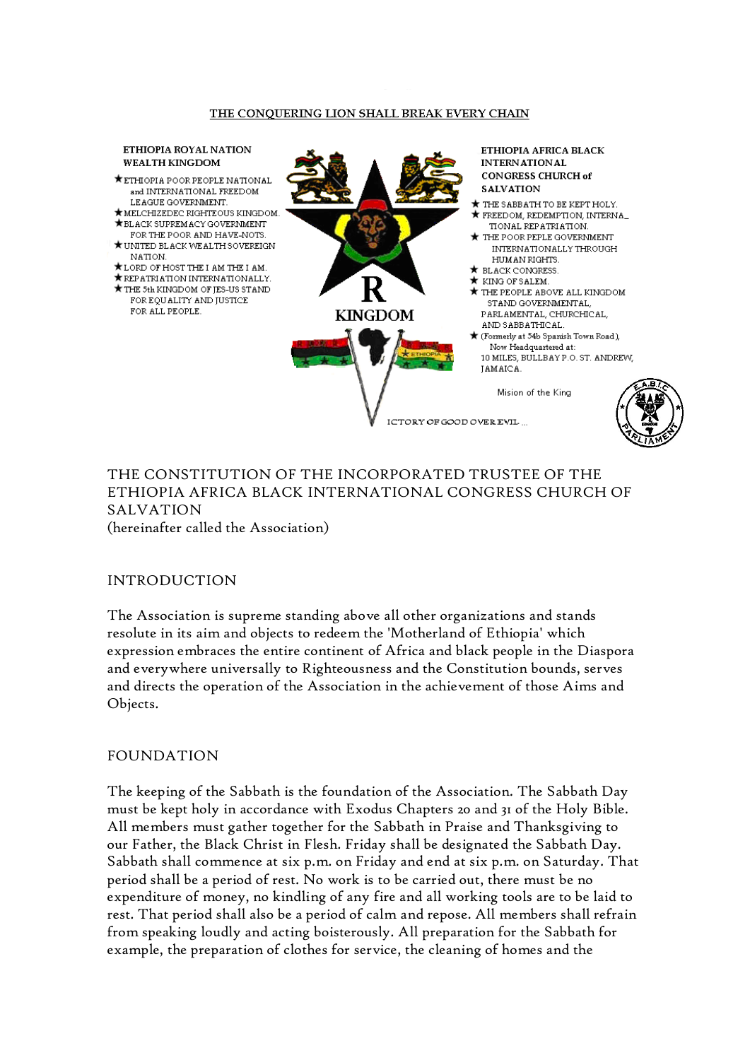THE CONQUERING LION SHALL BREAK EVERY CHAIN

**ETHIOPIA ROYAL NATION WEALTH KINGDOM**

- ★ ETHIOPIA POOR PEOPLE NATIONAL and INTERNATIONAL FREEDOM LEAGUE GOVERNMENT.
- ★ MELCHIZEDEC RIGHTEOUS KINGDOM.
- ★ BLACK SUPREMACY GOVERNMENT FOR THE POOR AND HAVE-NOTS.
- ★ UNITED BLACK WEALTH SOVEREIGN NATION.
- ★ LORD OF HOST THE I AM THE I AM.
- ★ REPATRIATION INTERNATIONALLY.
- ★ THE 5th KINGDOM OF JES-US STAND FOR EQUALITY AND JUSTICE FOR ALL PEOPLE.

R

KINGDOM

ETHIOPIA

ICTORY OF GOOD OVER EVIL ...

**ETHIOPIA AFRICA BLACK INTERNATIONAL CONGRESS CHURCH of SALVATION**

- ★ THE SABBATH TO BE KEPT HOLY.
- ★ FREEDOM, REDEMPTION, INTERNA_TIONAL REPATRIATION.
- ★ THE POOR PEPLE GOVERNMENT INTERNATIONALLY THROUGH HUMAN RIGHTS.
- ★ BLACK CONGRESS.
- ★ KING OF SALEM.
- ★ THE PEOPLE ABOVE ALL KINGDOM STAND GOVERNMENTAL, PARLAMENTAL, CHURCHICAL, AND SABBATHICAL.
- ★ (Formerly at 54b Spanish Town Road), Now Headquartered at: 10 MILES, BULLBAY P.O. ST. ANDREW, JAMAICA.

Mision of the King

E.A.B.I.C. KINGDOM PARLIAMENT

# THE CONSTITUTION OF THE INCORPORATED TRUSTEE OF THE ETHIOPIA AFRICA BLACK INTERNATIONAL CONGRESS CHURCH OF SALVATION

(hereinafter called the Association)

## INTRODUCTION

The Association is supreme standing above all other organizations and stands resolute in its aim and objects to redeem the 'Motherland of Ethiopia' which expression embraces the entire continent of Africa and black people in the Diaspora and everywhere universally to Righteousness and the Constitution bounds, serves and directs the operation of the Association in the achievement of those Aims and Objects.

## FOUNDATION

The keeping of the Sabbath is the foundation of the Association. The Sabbath Day must be kept holy in accordance with Exodus Chapters 20 and 31 of the Holy Bible. All members must gather together for the Sabbath in Praise and Thanksgiving to our Father, the Black Christ in Flesh. Friday shall be designated the Sabbath Day. Sabbath shall commence at six p.m. on Friday and end at six p.m. on Saturday. That period shall be a period of rest. No work is to be carried out, there must be no expenditure of money, no kindling of any fire and all working tools are to be laid to rest. That period shall also be a period of calm and repose. All members shall refrain from speaking loudly and acting boisterously. All preparation for the Sabbath for example, the preparation of clothes for service, the cleaning of homes and the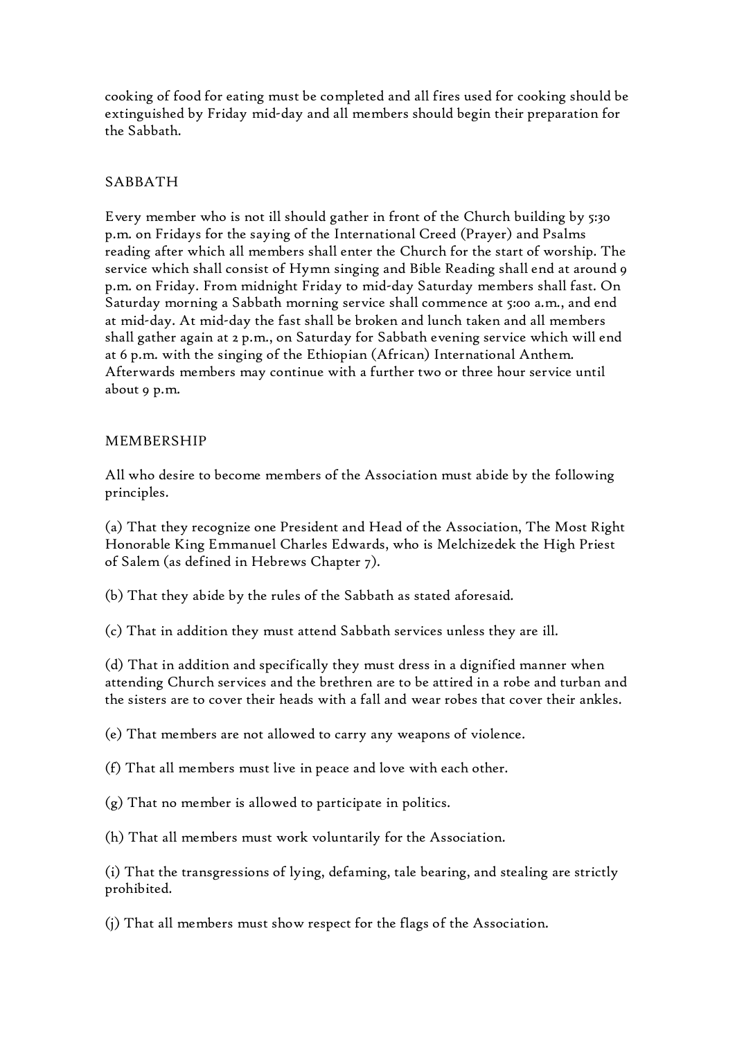cooking of food for eating must be completed and all fires used for cooking should be extinguished by Friday mid-day and all members should begin their preparation for the Sabbath.

## SABBATH

Every member who is not ill should gather in front of the Church building by 5:30 p.m. on Fridays for the saying of the International Creed (Prayer) and Psalms reading after which all members shall enter the Church for the start of worship. The service which shall consist of Hymn singing and Bible Reading shall end at around 9 p.m. on Friday. From midnight Friday to mid-day Saturday members shall fast. On Saturday morning a Sabbath morning service shall commence at 5:00 a.m., and end at mid-day. At mid-day the fast shall be broken and lunch taken and all members shall gather again at 2 p.m., on Saturday for Sabbath evening service which will end at 6 p.m. with the singing of the Ethiopian (African) International Anthem. Afterwards members may continue with a further two or three hour service until about 9 p.m.

## MEMBERSHIP

All who desire to become members of the Association must abide by the following principles.

(a) That they recognize one President and Head of the Association, The Most Right Honorable King Emmanuel Charles Edwards, who is Melchizedek the High Priest of Salem (as defined in Hebrews Chapter 7).

(b) That they abide by the rules of the Sabbath as stated aforesaid.

(c) That in addition they must attend Sabbath services unless they are ill.

(d) That in addition and specifically they must dress in a dignified manner when attending Church services and the brethren are to be attired in a robe and turban and the sisters are to cover their heads with a fall and wear robes that cover their ankles.

(e) That members are not allowed to carry any weapons of violence.

(f) That all members must live in peace and love with each other.

(g) That no member is allowed to participate in politics.

(h) That all members must work voluntarily for the Association.

(i) That the transgressions of lying, defaming, tale bearing, and stealing are strictly prohibited.

(j) That all members must show respect for the flags of the Association.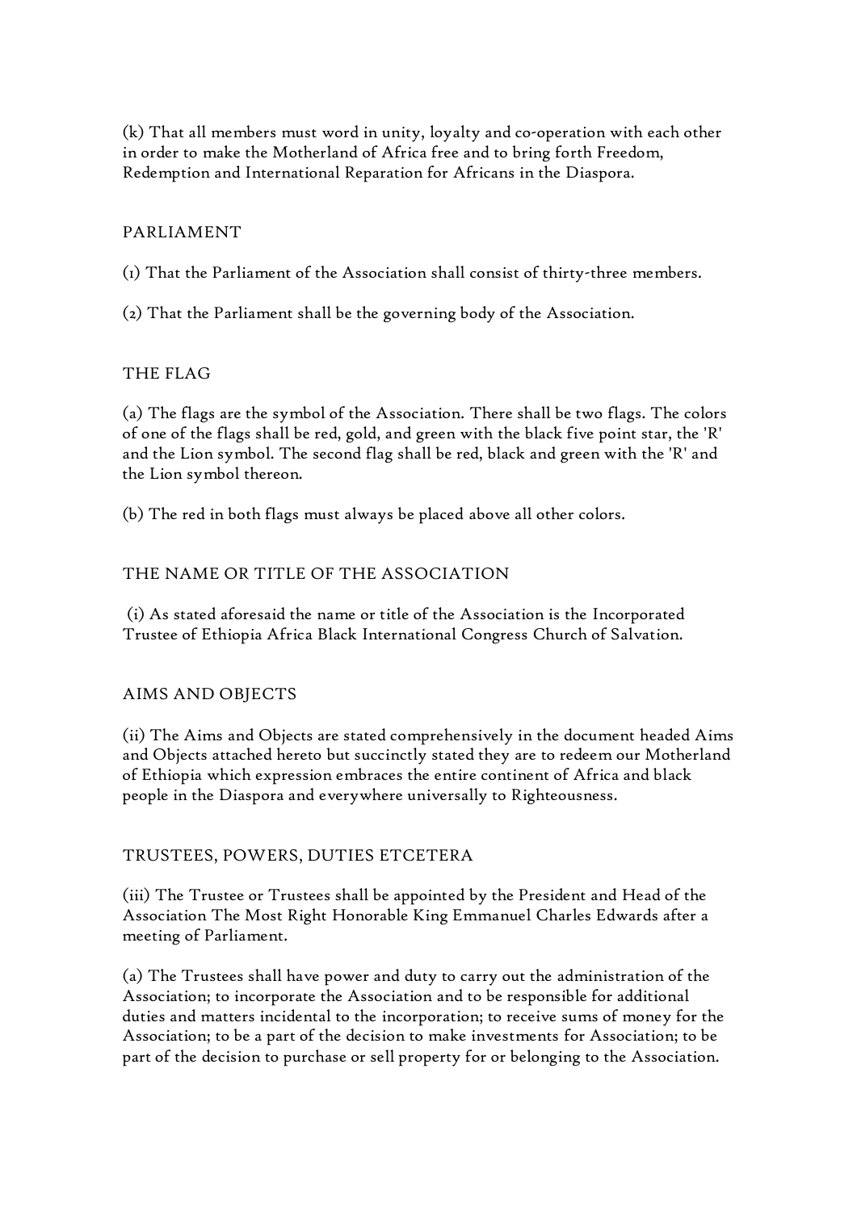(k) That all members must word in unity, loyalty and co-operation with each other in order to make the Motherland of Africa free and to bring forth Freedom, Redemption and International Reparation for Africans in the Diaspora.

## PARLIAMENT

(1) That the Parliament of the Association shall consist of thirty-three members.

(2) That the Parliament shall be the governing body of the Association.

## THE FLAG

(a) The flags are the symbol of the Association. There shall be two flags. The colors of one of the flags shall be red, gold, and green with the black five point star, the 'R' and the Lion symbol. The second flag shall be red, black and green with the 'R' and the Lion symbol thereon.

(b) The red in both flags must always be placed above all other colors.

## THE NAME OR TITLE OF THE ASSOCIATION

(i) As stated aforesaid the name or title of the Association is the Incorporated Trustee of Ethiopia Africa Black International Congress Church of Salvation.

## AIMS AND OBJECTS

(ii) The Aims and Objects are stated comprehensively in the document headed Aims and Objects attached hereto but succinctly stated they are to redeem our Motherland of Ethiopia which expression embraces the entire continent of Africa and black people in the Diaspora and everywhere universally to Righteousness.

## TRUSTEES, POWERS, DUTIES ETCETERA

(iii) The Trustee or Trustees shall be appointed by the President and Head of the Association The Most Right Honorable King Emmanuel Charles Edwards after a meeting of Parliament.

(a) The Trustees shall have power and duty to carry out the administration of the Association; to incorporate the Association and to be responsible for additional duties and matters incidental to the incorporation; to receive sums of money for the Association; to be a part of the decision to make investments for Association; to be part of the decision to purchase or sell property for or belonging to the Association.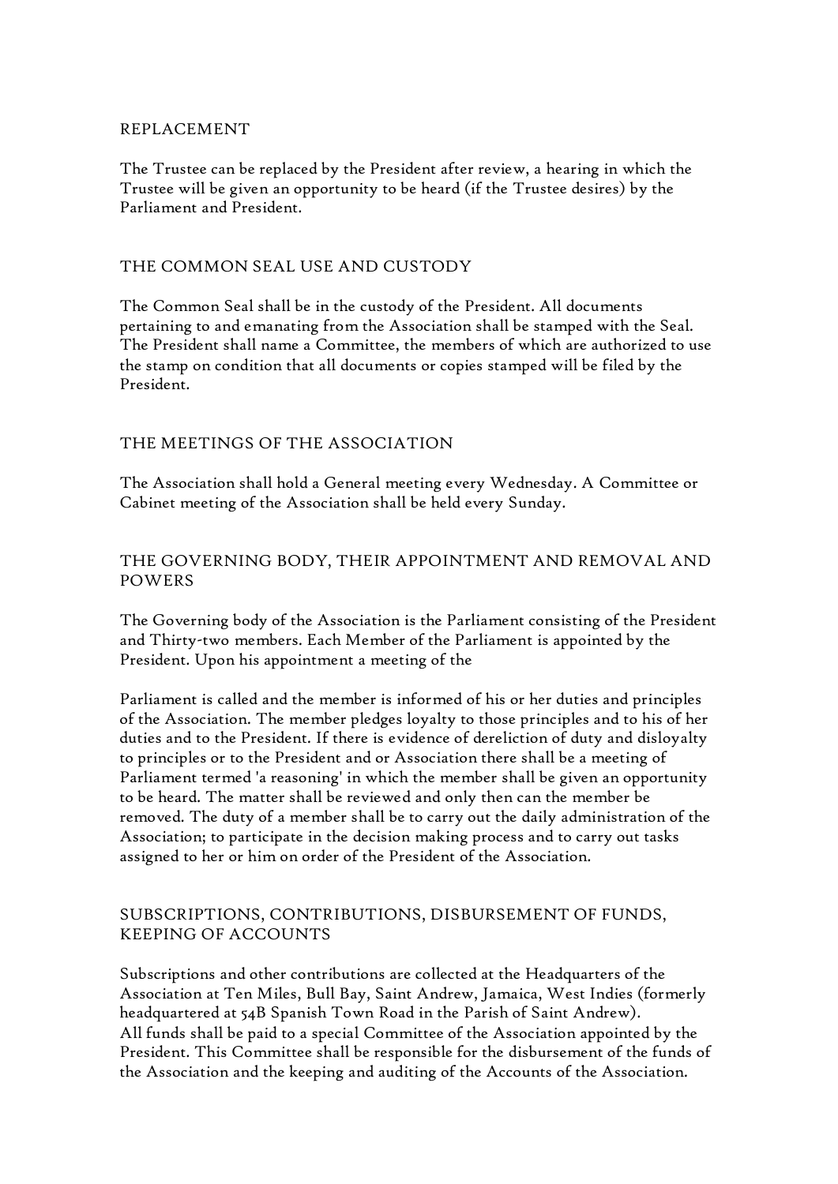## REPLACEMENT

The Trustee can be replaced by the President after review, a hearing in which the Trustee will be given an opportunity to be heard (if the Trustee desires) by the Parliament and President.

## THE COMMON SEAL USE AND CUSTODY

The Common Seal shall be in the custody of the President. All documents pertaining to and emanating from the Association shall be stamped with the Seal. The President shall name a Committee, the members of which are authorized to use the stamp on condition that all documents or copies stamped will be filed by the President.

## THE MEETINGS OF THE ASSOCIATION

The Association shall hold a General meeting every Wednesday. A Committee or Cabinet meeting of the Association shall be held every Sunday.

## THE GOVERNING BODY, THEIR APPOINTMENT AND REMOVAL AND POWERS

The Governing body of the Association is the Parliament consisting of the President and Thirty-two members. Each Member of the Parliament is appointed by the President. Upon his appointment a meeting of the

Parliament is called and the member is informed of his or her duties and principles of the Association. The member pledges loyalty to those principles and to his of her duties and to the President. If there is evidence of dereliction of duty and disloyalty to principles or to the President and or Association there shall be a meeting of Parliament termed 'a reasoning' in which the member shall be given an opportunity to be heard. The matter shall be reviewed and only then can the member be removed. The duty of a member shall be to carry out the daily administration of the Association; to participate in the decision making process and to carry out tasks assigned to her or him on order of the President of the Association.

## SUBSCRIPTIONS, CONTRIBUTIONS, DISBURSEMENT OF FUNDS, KEEPING OF ACCOUNTS

Subscriptions and other contributions are collected at the Headquarters of the Association at Ten Miles, Bull Bay, Saint Andrew, Jamaica, West Indies (formerly headquartered at 54B Spanish Town Road in the Parish of Saint Andrew).
All funds shall be paid to a special Committee of the Association appointed by the President. This Committee shall be responsible for the disbursement of the funds of the Association and the keeping and auditing of the Accounts of the Association.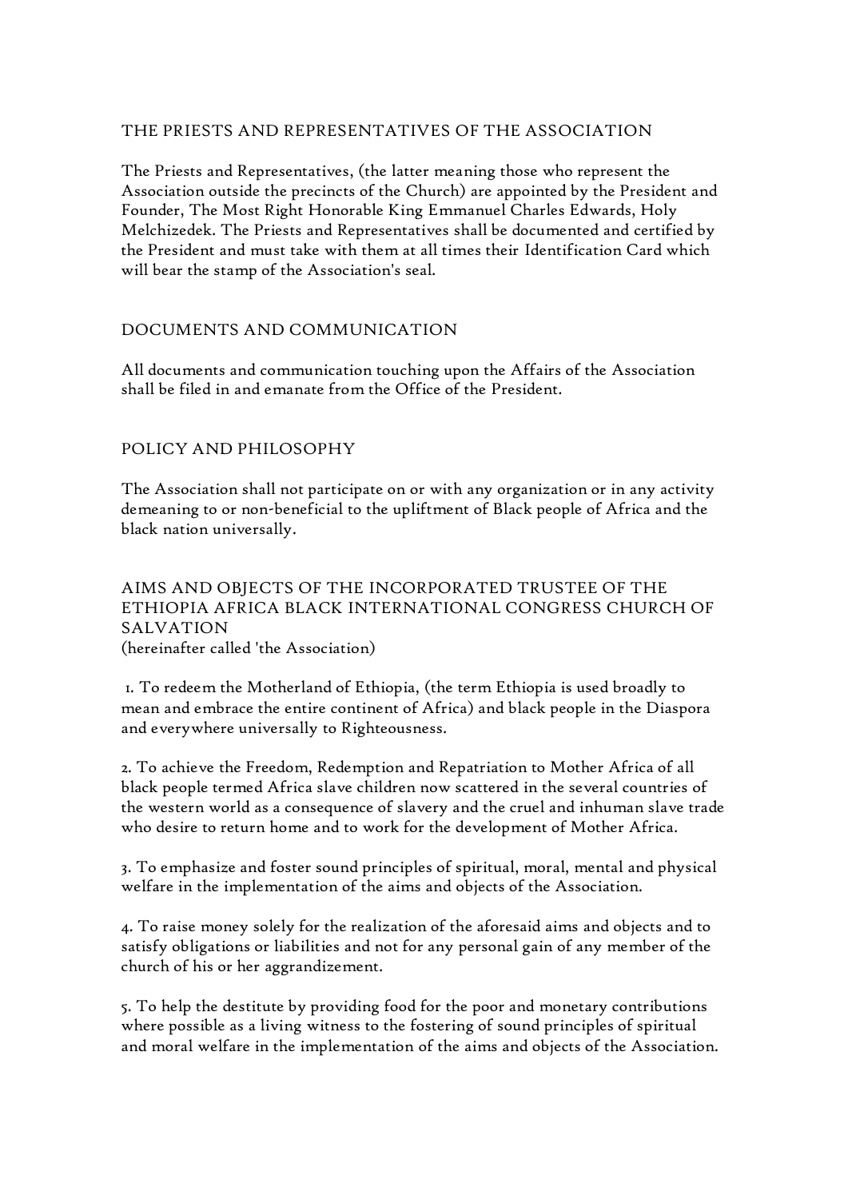## THE PRIESTS AND REPRESENTATIVES OF THE ASSOCIATION

The Priests and Representatives, (the latter meaning those who represent the Association outside the precincts of the Church) are appointed by the President and Founder, The Most Right Honorable King Emmanuel Charles Edwards, Holy Melchizedek. The Priests and Representatives shall be documented and certified by the President and must take with them at all times their Identification Card which will bear the stamp of the Association's seal.

## DOCUMENTS AND COMMUNICATION

All documents and communication touching upon the Affairs of the Association shall be filed in and emanate from the Office of the President.

## POLICY AND PHILOSOPHY

The Association shall not participate on or with any organization or in any activity demeaning to or non-beneficial to the upliftment of Black people of Africa and the black nation universally.

## AIMS AND OBJECTS OF THE INCORPORATED TRUSTEE OF THE ETHIOPIA AFRICA BLACK INTERNATIONAL CONGRESS CHURCH OF SALVATION

(hereinafter called 'the Association)

1. To redeem the Motherland of Ethiopia, (the term Ethiopia is used broadly to mean and embrace the entire continent of Africa) and black people in the Diaspora and everywhere universally to Righteousness.

2. To achieve the Freedom, Redemption and Repatriation to Mother Africa of all black people termed Africa slave children now scattered in the several countries of the western world as a consequence of slavery and the cruel and inhuman slave trade who desire to return home and to work for the development of Mother Africa.

3. To emphasize and foster sound principles of spiritual, moral, mental and physical welfare in the implementation of the aims and objects of the Association.

4. To raise money solely for the realization of the aforesaid aims and objects and to satisfy obligations or liabilities and not for any personal gain of any member of the church of his or her aggrandizement.

5. To help the destitute by providing food for the poor and monetary contributions where possible as a living witness to the fostering of sound principles of spiritual and moral welfare in the implementation of the aims and objects of the Association.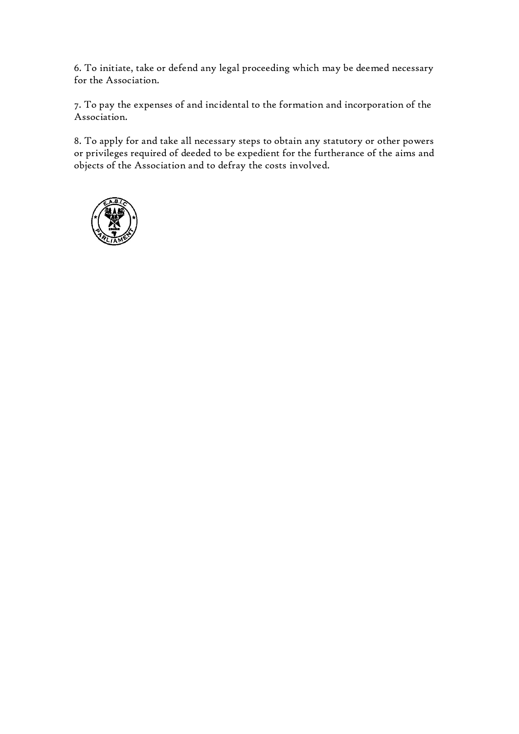6. To initiate, take or defend any legal proceeding which may be deemed necessary for the Association.

7. To pay the expenses of and incidental to the formation and incorporation of the Association.

8. To apply for and take all necessary steps to obtain any statutory or other powers or privileges required of deeded to be expedient for the furtherance of the aims and objects of the Association and to defray the costs involved.